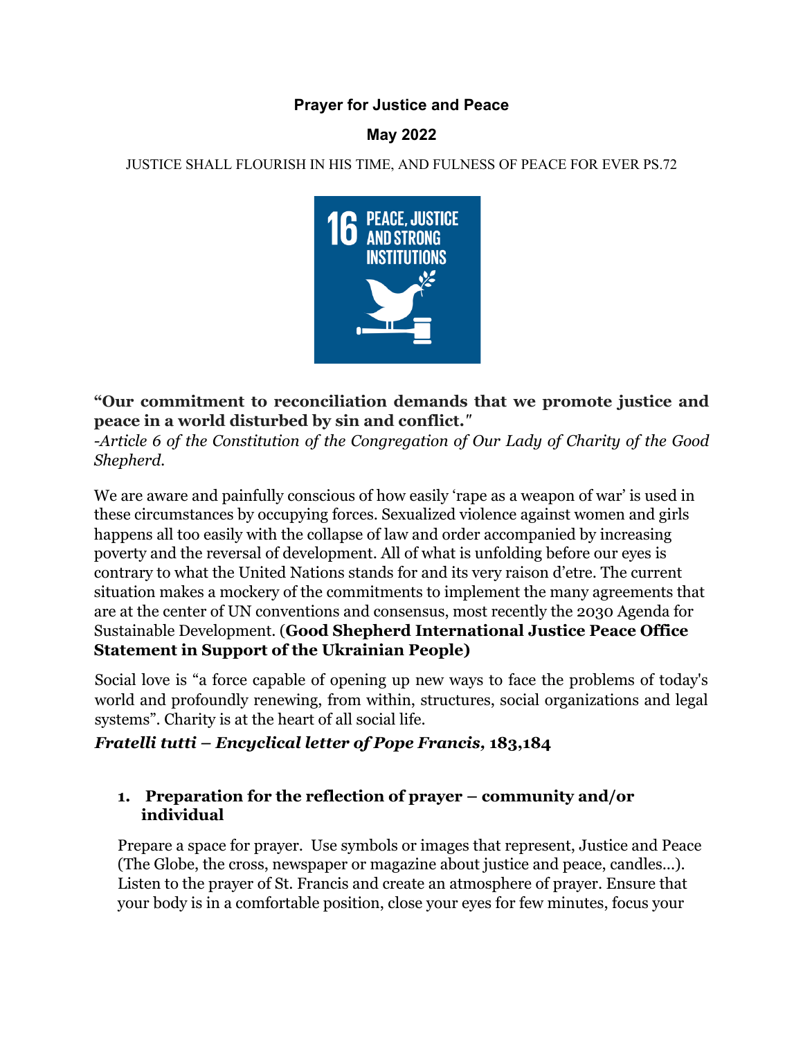# Prayer for Justice and Peace

## May 2022

JUSTICE SHALL FLOURISH IN HIS TIME, AND FULNESS OF PEACE FOR EVER PS.72

16 PEACE, JUSTICE AND STRONG INSTITUTIONS

**"Our commitment to reconciliation demands that we promote justice and peace in a world disturbed by sin and conflict."**
*-Article 6 of the Constitution of the Congregation of Our Lady of Charity of the Good Shepherd.*

We are aware and painfully conscious of how easily 'rape as a weapon of war' is used in these circumstances by occupying forces. Sexualized violence against women and girls happens all too easily with the collapse of law and order accompanied by increasing poverty and the reversal of development. All of what is unfolding before our eyes is contrary to what the United Nations stands for and its very raison d'etre. The current situation makes a mockery of the commitments to implement the many agreements that are at the center of UN conventions and consensus, most recently the 2030 Agenda for Sustainable Development. (**Good Shepherd International Justice Peace Office Statement in Support of the Ukrainian People)**

Social love is "a force capable of opening up new ways to face the problems of today's world and profoundly renewing, from within, structures, social organizations and legal systems". Charity is at the heart of all social life.
***Fratelli tutti – Encyclical letter of Pope Francis*, 183,184**

1. **Preparation for the reflection of prayer – community and/or individual**

Prepare a space for prayer. Use symbols or images that represent, Justice and Peace (The Globe, the cross, newspaper or magazine about justice and peace, candles…). Listen to the prayer of St. Francis and create an atmosphere of prayer. Ensure that your body is in a comfortable position, close your eyes for few minutes, focus your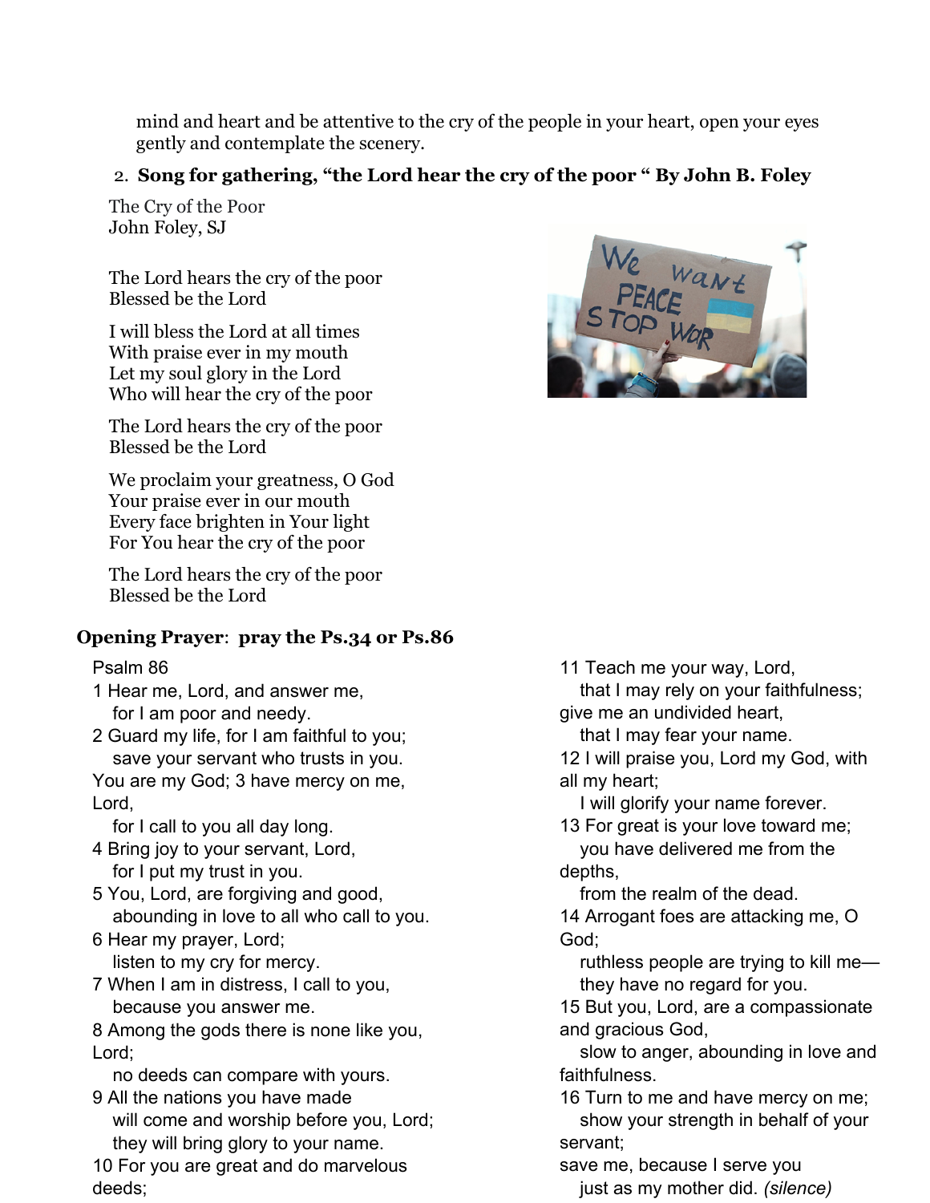mind and heart and be attentive to the cry of the people in your heart, open your eyes gently and contemplate the scenery.

2. **Song for gathering, "the Lord hear the cry of the poor " By John B. Foley**

The Cry of the Poor
John Foley, SJ

The Lord hears the cry of the poor
Blessed be the Lord

I will bless the Lord at all times
With praise ever in my mouth
Let my soul glory in the Lord
Who will hear the cry of the poor

The Lord hears the cry of the poor
Blessed be the Lord

We proclaim your greatness, O God
Your praise ever in our mouth
Every face brighten in Your light
For You hear the cry of the poor

The Lord hears the cry of the poor
Blessed be the Lord

**Opening Prayer**: **pray the Ps.34 or Ps.86**

Psalm 86

1 Hear me, Lord, and answer me,
for I am poor and needy.
2 Guard my life, for I am faithful to you;
save your servant who trusts in you.
You are my God; 3 have mercy on me, Lord,
for I call to you all day long.
4 Bring joy to your servant, Lord,
for I put my trust in you.
5 You, Lord, are forgiving and good,
abounding in love to all who call to you.
6 Hear my prayer, Lord;
listen to my cry for mercy.
7 When I am in distress, I call to you,
because you answer me.
8 Among the gods there is none like you, Lord;
no deeds can compare with yours.
9 All the nations you have made
will come and worship before you, Lord;
they will bring glory to your name.
10 For you are great and do marvelous deeds;
11 Teach me your way, Lord,
that I may rely on your faithfulness;
give me an undivided heart,
that I may fear your name.
12 I will praise you, Lord my God, with all my heart;
I will glorify your name forever.
13 For great is your love toward me;
you have delivered me from the depths,
from the realm of the dead.
14 Arrogant foes are attacking me, O God;
ruthless people are trying to kill me—
they have no regard for you.
15 But you, Lord, are a compassionate and gracious God,
slow to anger, abounding in love and faithfulness.
16 Turn to me and have mercy on me;
show your strength in behalf of your servant;
save me, because I serve you
just as my mother did. *(silence)*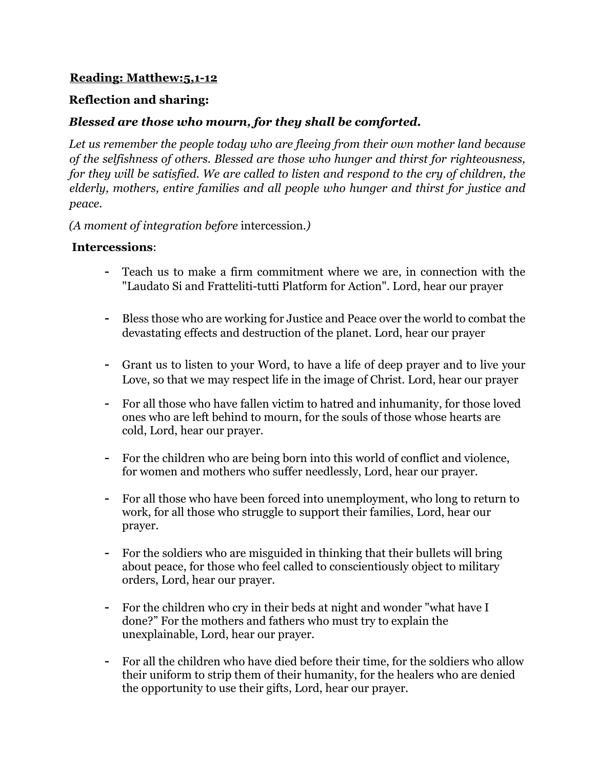**<u>Reading: Matthew:5,1-12</u>**

**Reflection and sharing:**

***Blessed are those who mourn, for they shall be comforted.***

*Let us remember the people today who are fleeing from their own mother land because of the selfishness of others. Blessed are those who hunger and thirst for righteousness, for they will be satisfied. We are called to listen and respond to the cry of children, the elderly, mothers, entire families and all people who hunger and thirst for justice and peace.*

*(A moment of integration before* intercession.*)*

**Intercessions**:

- Teach us to make a firm commitment where we are, in connection with the "Laudato Si and Fratteliti-tutti Platform for Action". Lord, hear our prayer
- Bless those who are working for Justice and Peace over the world to combat the devastating effects and destruction of the planet. Lord, hear our prayer
- Grant us to listen to your Word, to have a life of deep prayer and to live your Love, so that we may respect life in the image of Christ. Lord, hear our prayer
- For all those who have fallen victim to hatred and inhumanity, for those loved ones who are left behind to mourn, for the souls of those whose hearts are cold, Lord, hear our prayer.
- For the children who are being born into this world of conflict and violence, for women and mothers who suffer needlessly, Lord, hear our prayer.
- For all those who have been forced into unemployment, who long to return to work, for all those who struggle to support their families, Lord, hear our prayer.
- For the soldiers who are misguided in thinking that their bullets will bring about peace, for those who feel called to conscientiously object to military orders, Lord, hear our prayer.
- For the children who cry in their beds at night and wonder "what have I done?" For the mothers and fathers who must try to explain the unexplainable, Lord, hear our prayer.
- For all the children who have died before their time, for the soldiers who allow their uniform to strip them of their humanity, for the healers who are denied the opportunity to use their gifts, Lord, hear our prayer.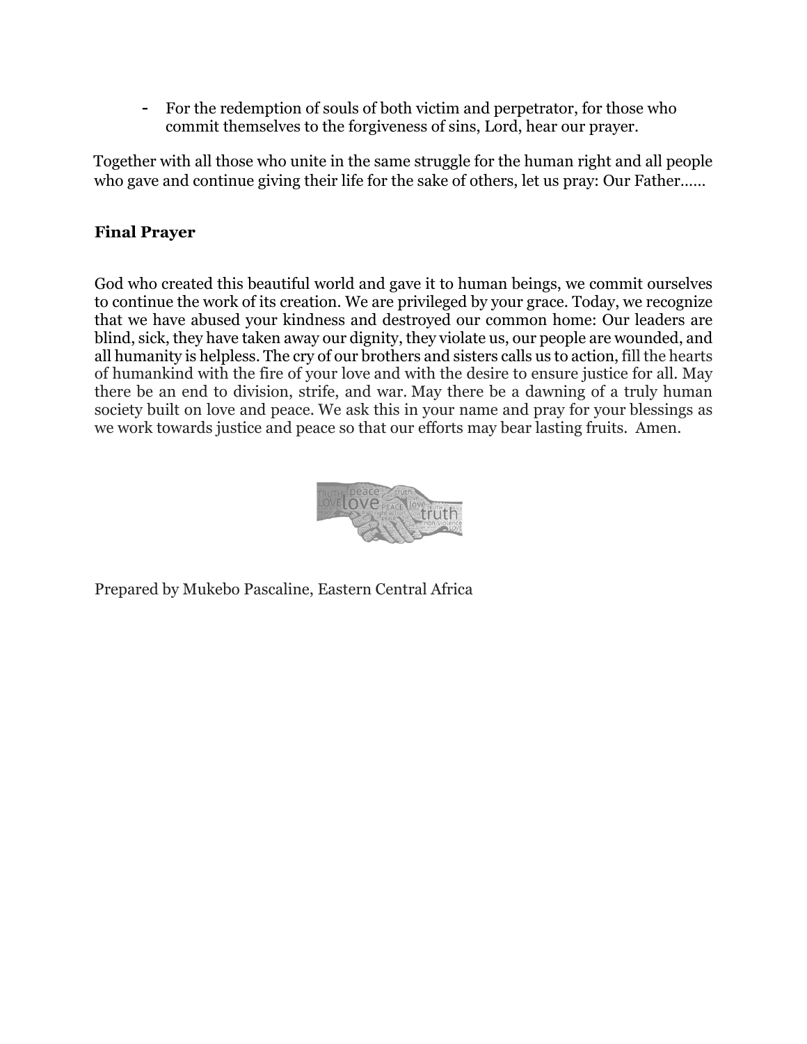- For the redemption of souls of both victim and perpetrator, for those who commit themselves to the forgiveness of sins, Lord, hear our prayer.

Together with all those who unite in the same struggle for the human right and all people who gave and continue giving their life for the sake of others, let us pray: Our Father……

**Final Prayer**

God who created this beautiful world and gave it to human beings, we commit ourselves to continue the work of its creation. We are privileged by your grace. Today, we recognize that we have abused your kindness and destroyed our common home: Our leaders are blind, sick, they have taken away our dignity, they violate us, our people are wounded, and all humanity is helpless. The cry of our brothers and sisters calls us to action, fill the hearts of humankind with the fire of your love and with the desire to ensure justice for all. May there be an end to division, strife, and war. May there be a dawning of a truly human society built on love and peace. We ask this in your name and pray for your blessings as we work towards justice and peace so that our efforts may bear lasting fruits. Amen.

Prepared by Mukebo Pascaline, Eastern Central Africa